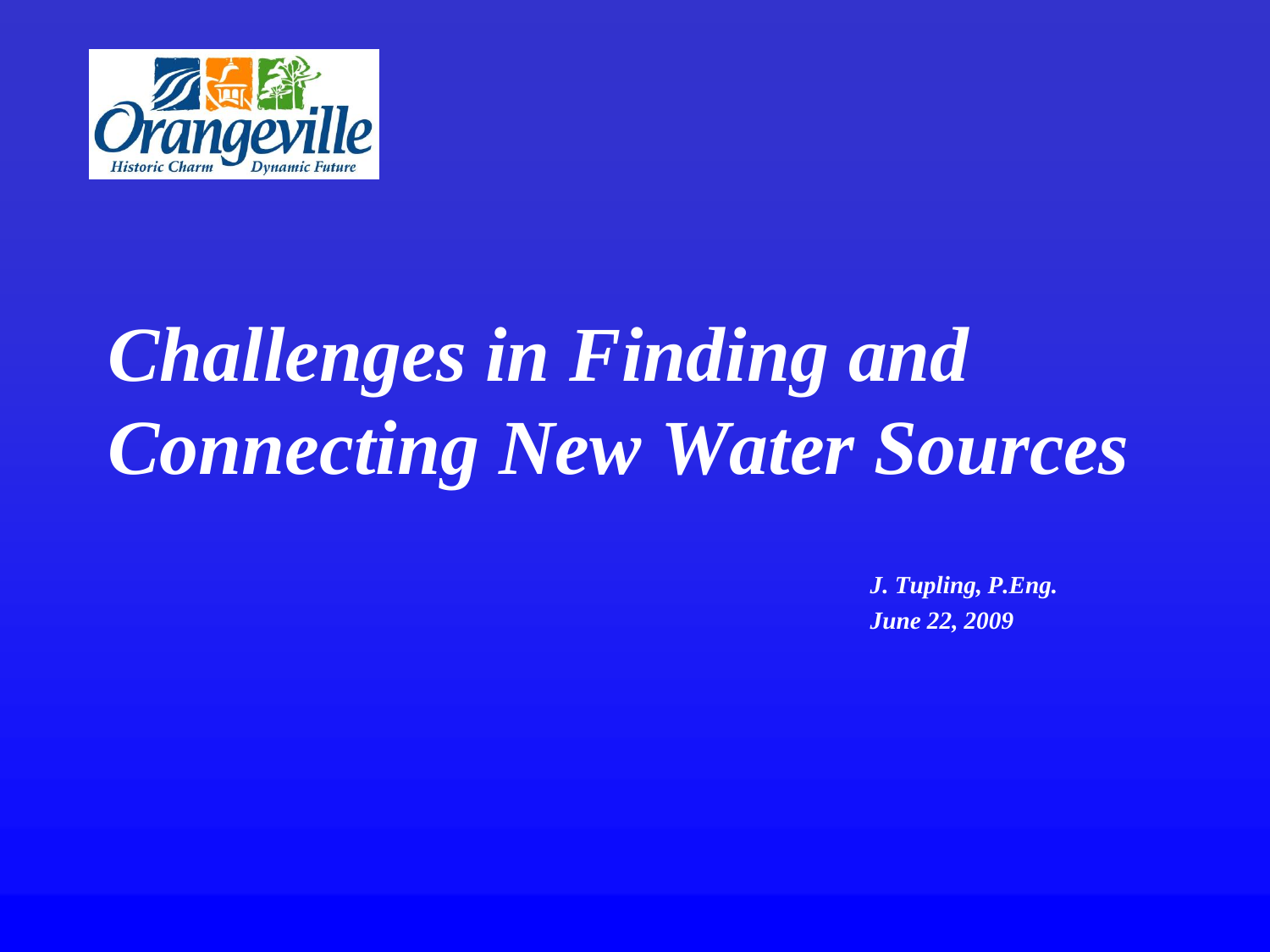# *Challenges in Finding and Connecting New Water Sources*

***J. Tupling, P.Eng.***

***June 22, 2009***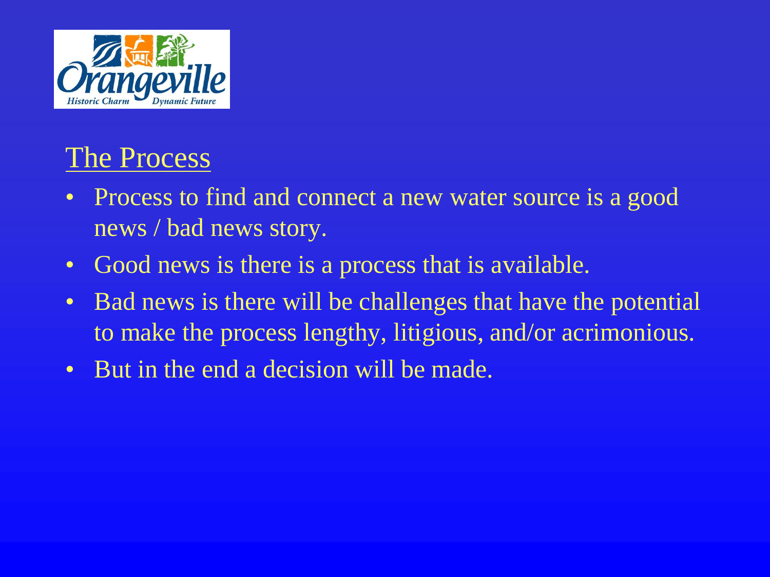## The Process

- Process to find and connect a new water source is a good news / bad news story.
- Good news is there is a process that is available.
- Bad news is there will be challenges that have the potential to make the process lengthy, litigious, and/or acrimonious.
- But in the end a decision will be made.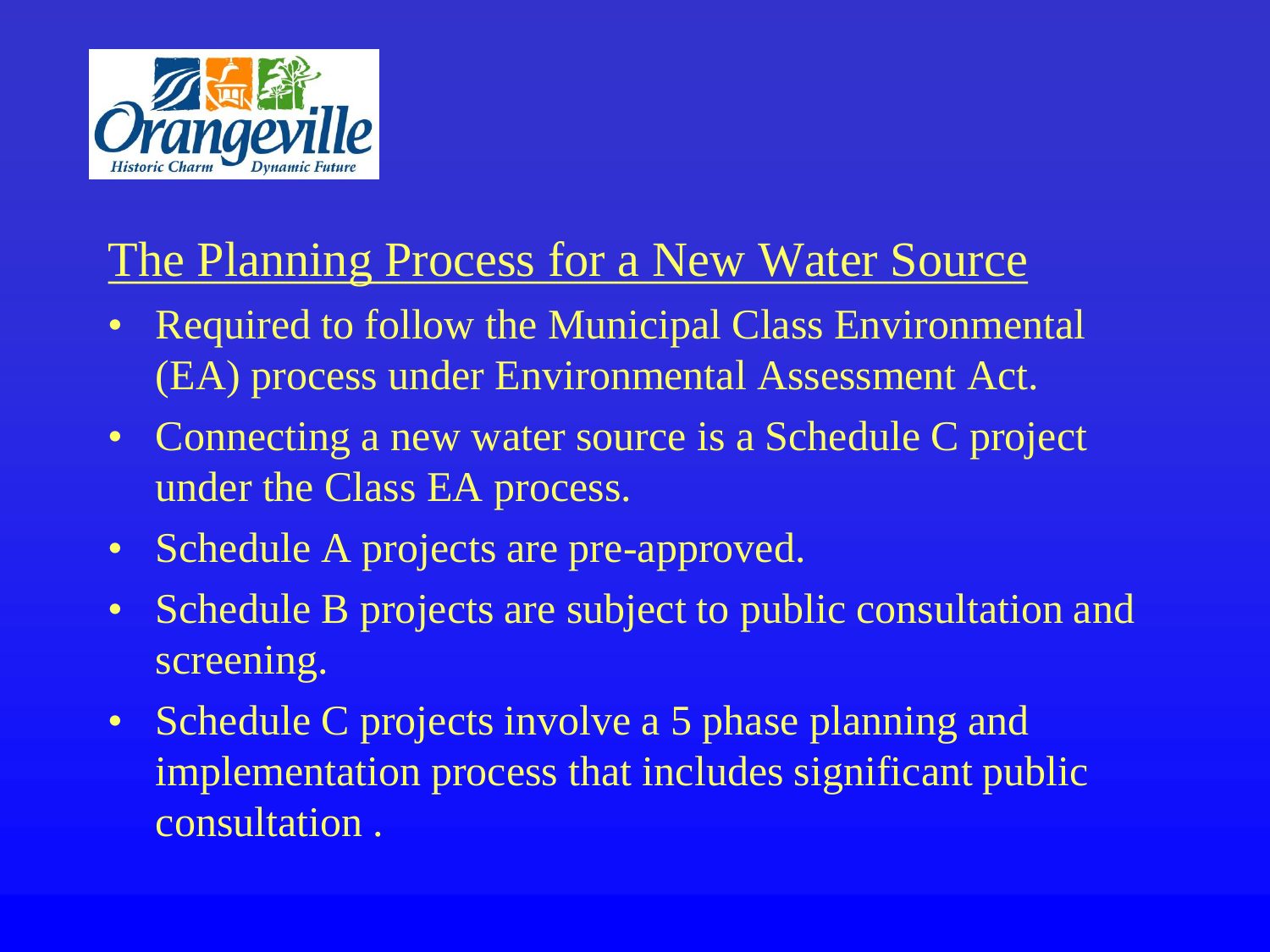## The Planning Process for a New Water Source

- Required to follow the Municipal Class Environmental (EA) process under Environmental Assessment Act.
- Connecting a new water source is a Schedule C project under the Class EA process.
- Schedule A projects are pre-approved.
- Schedule B projects are subject to public consultation and screening.
- Schedule C projects involve a 5 phase planning and implementation process that includes significant public consultation .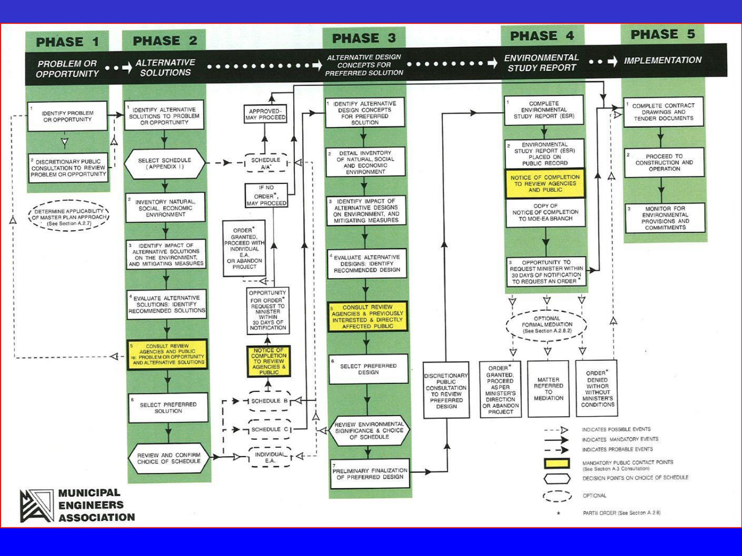## PHASE 1 — PROBLEM OR OPPORTUNITY

1. IDENTIFY PROBLEM OR OPPORTUNITY
2. DISCRETIONARY PUBLIC CONSULTATION TO REVIEW PROBLEM OR OPPORTUNITY

DETERMINE APPLICABILITY OF MASTER PLAN APPROACH (See Section A.2.7)

## PHASE 2 — ALTERNATIVE SOLUTIONS

1. IDENTIFY ALTERNATIVE SOLUTIONS TO PROBLEM OR OPPORTUNITY

SELECT SCHEDULE (APPENDIX I)

2. INVENTORY NATURAL, SOCIAL, ECONOMIC ENVIRONMENT
3. IDENTIFY IMPACT OF ALTERNATIVE SOLUTIONS ON THE ENVIRONMENT, AND MITIGATING MEASURES
4. EVALUATE ALTERNATIVE SOLUTIONS: IDENTIFY RECOMMENDED SOLUTIONS
5. CONSULT REVIEW AGENCIES AND PUBLIC re: PROBLEM OR OPPORTUNITY AND ALTERNATIVE SOLUTIONS
6. SELECT PREFERRED SOLUTION

REVIEW AND CONFIRM CHOICE OF SCHEDULE

SCHEDULE A/A*

APPROVED-MAY PROCEED

SCHEDULE B

SCHEDULE C

INDIVIDUAL E.A.

NOTICE OF COMPLETION TO REVIEW AGENCIES & PUBLIC

OPPORTUNITY FOR ORDER* REQUEST TO MINISTER WITHIN 30 DAYS OF NOTIFICATION

ORDER* GRANTED, PROCEED WITH INDIVIDUAL E.A. OR ABANDON PROJECT

IF NO ORDER*, MAY PROCEED

## PHASE 3 — ALTERNATIVE DESIGN CONCEPTS FOR PREFERRED SOLUTION

1. IDENTIFY ALTERNATIVE DESIGN CONCEPTS FOR PREFERRED SOLUTION
2. DETAIL INVENTORY OF NATURAL, SOCIAL AND ECONOMIC ENVIRONMENT
3. IDENTIFY IMPACT OF ALTERNATIVE DESIGNS ON ENVIRONMENT, AND MITIGATING MEASURES
4. EVALUATE ALTERNATIVE DESIGNS: IDENTIFY RECOMMENDED DESIGN
5. CONSULT REVIEW AGENCIES & PREVIOUSLY INTERESTED & DIRECTLY AFFECTED PUBLIC
6. SELECT PREFERRED DESIGN

REVIEW ENVIRONMENTAL SIGNIFICANCE & CHOICE OF SCHEDULE

7. PRELIMINARY FINALIZATION OF PREFERRED DESIGN

DISCRETIONARY PUBLIC CONSULTATION TO REVIEW PREFERRED DESIGN

## PHASE 4 — ENVIRONMENTAL STUDY REPORT

1. COMPLETE ENVIRONMENTAL STUDY REPORT (ESR)
2. ENVIRONMENTAL STUDY REPORT (ESR) PLACED ON PUBLIC RECORD

NOTICE OF COMPLETION TO REVIEW AGENCIES AND PUBLIC

COPY OF NOTICE OF COMPLETION TO MOE-EA BRANCH

3. OPPORTUNITY TO REQUEST MINISTER WITHIN 30 DAYS OF NOTIFICATION TO REQUEST AN ORDER*

OPTIONAL FORMAL MEDIATION (See Section A.2.8.2)

ORDER* GRANTED, PROCEED AS PER MINISTER'S DIRECTION OR ABANDON PROJECT

MATTER REFERRED TO MEDIATION

ORDER* DENIED WITH OR WITHOUT MINISTER'S CONDITIONS

## PHASE 5 — IMPLEMENTATION

1. COMPLETE CONTRACT DRAWINGS AND TENDER DOCUMENTS
2. PROCEED TO CONSTRUCTION AND OPERATION
3. MONITOR FOR ENVIRONMENTAL PROVISIONS AND COMMITMENTS

## Legend

- INDICATES POSSIBLE EVENTS
- INDICATES MANDATORY EVENTS
- INDICATES PROBABLE EVENTS
- MANDATORY PUBLIC CONTACT POINTS (See Section A.3 Consultation)
- DECISION POINTS ON CHOICE OF SCHEDULE
- OPTIONAL
- \* PART II ORDER (See Section A.2.8)

MUNICIPAL ENGINEERS ASSOCIATION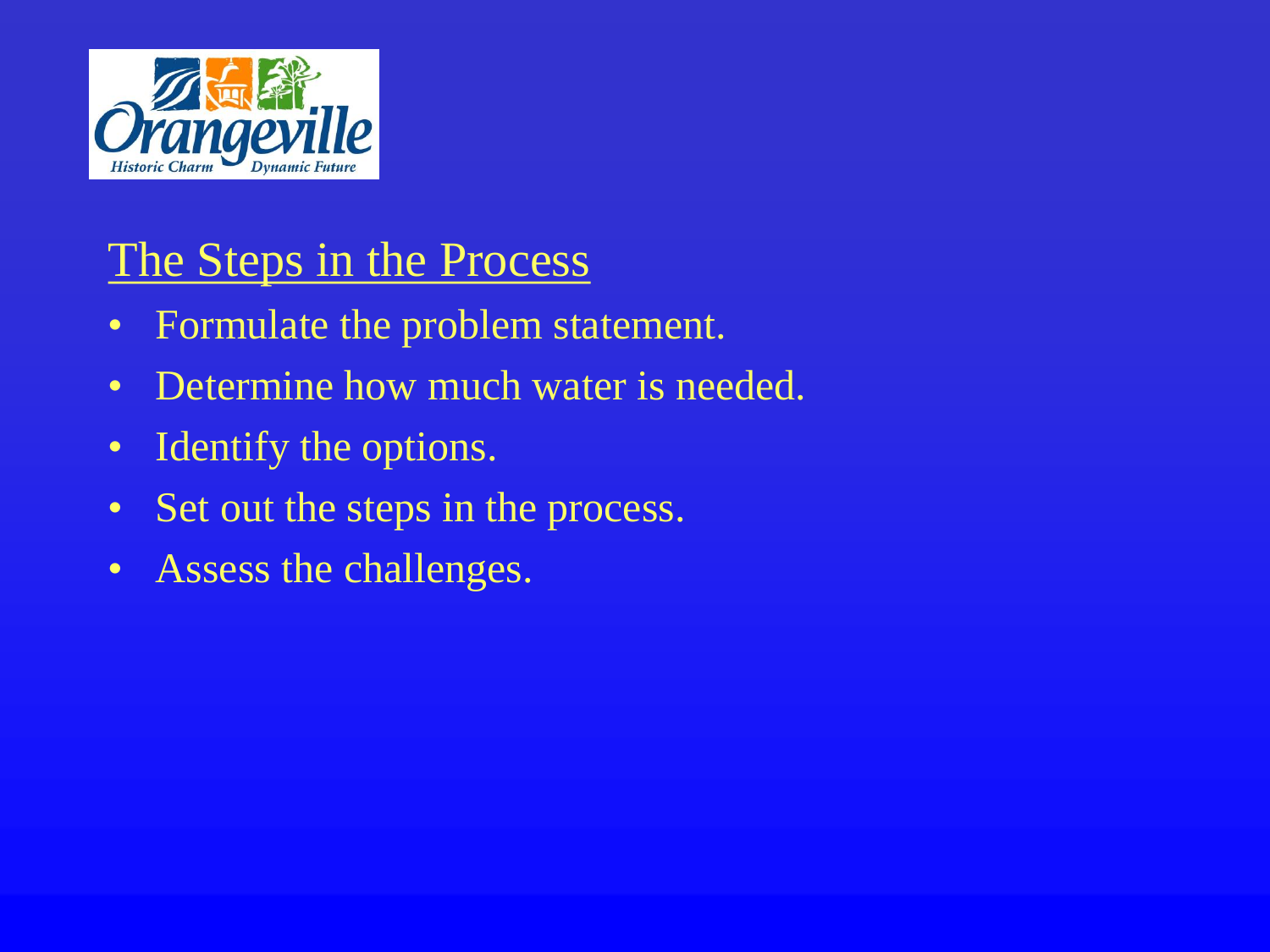## The Steps in the Process

- Formulate the problem statement.
- Determine how much water is needed.
- Identify the options.
- Set out the steps in the process.
- Assess the challenges.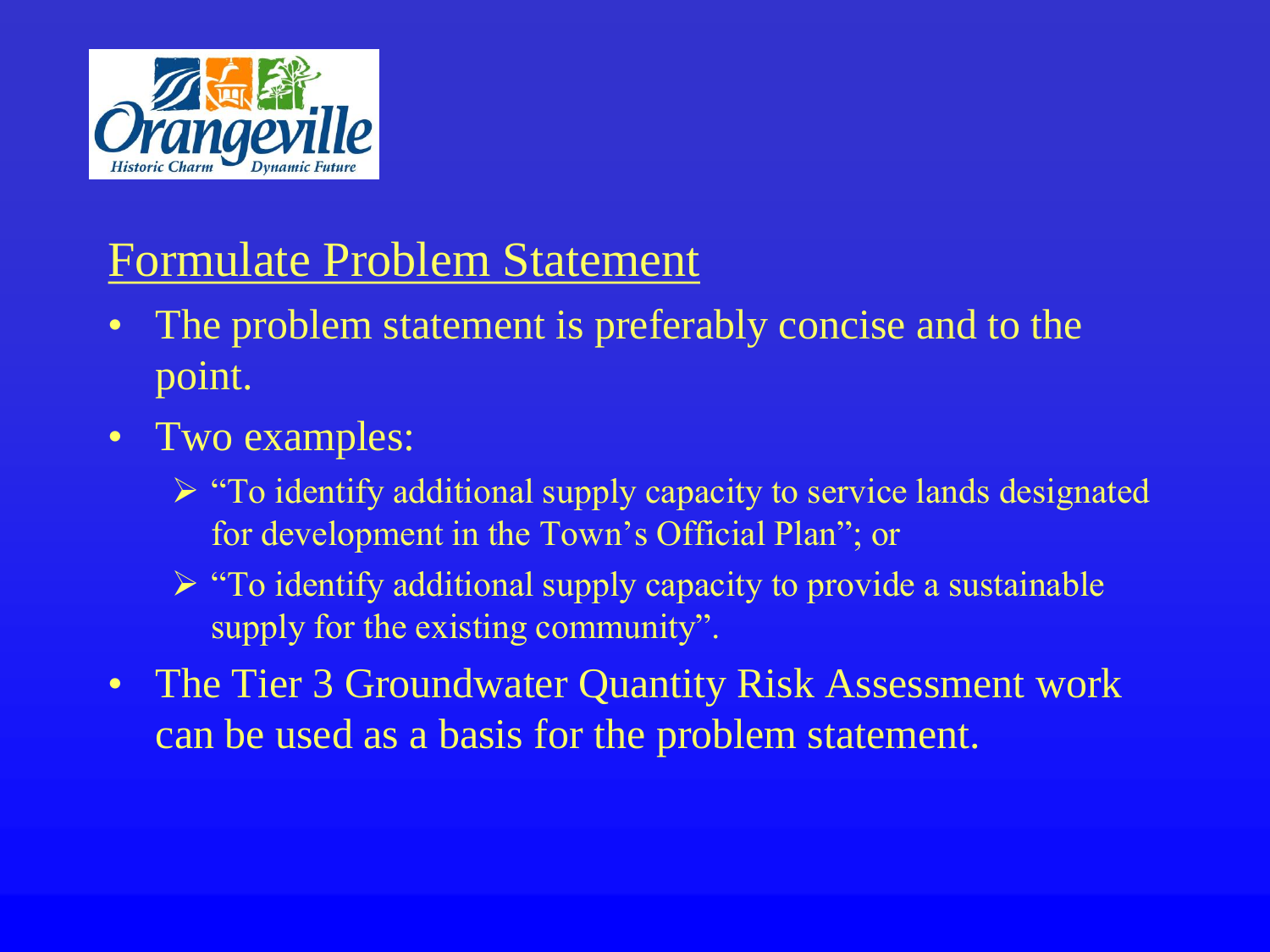## Formulate Problem Statement

- The problem statement is preferably concise and to the point.
- Two examples:
  - "To identify additional supply capacity to service lands designated for development in the Town's Official Plan"; or
  - "To identify additional supply capacity to provide a sustainable supply for the existing community".
- The Tier 3 Groundwater Quantity Risk Assessment work can be used as a basis for the problem statement.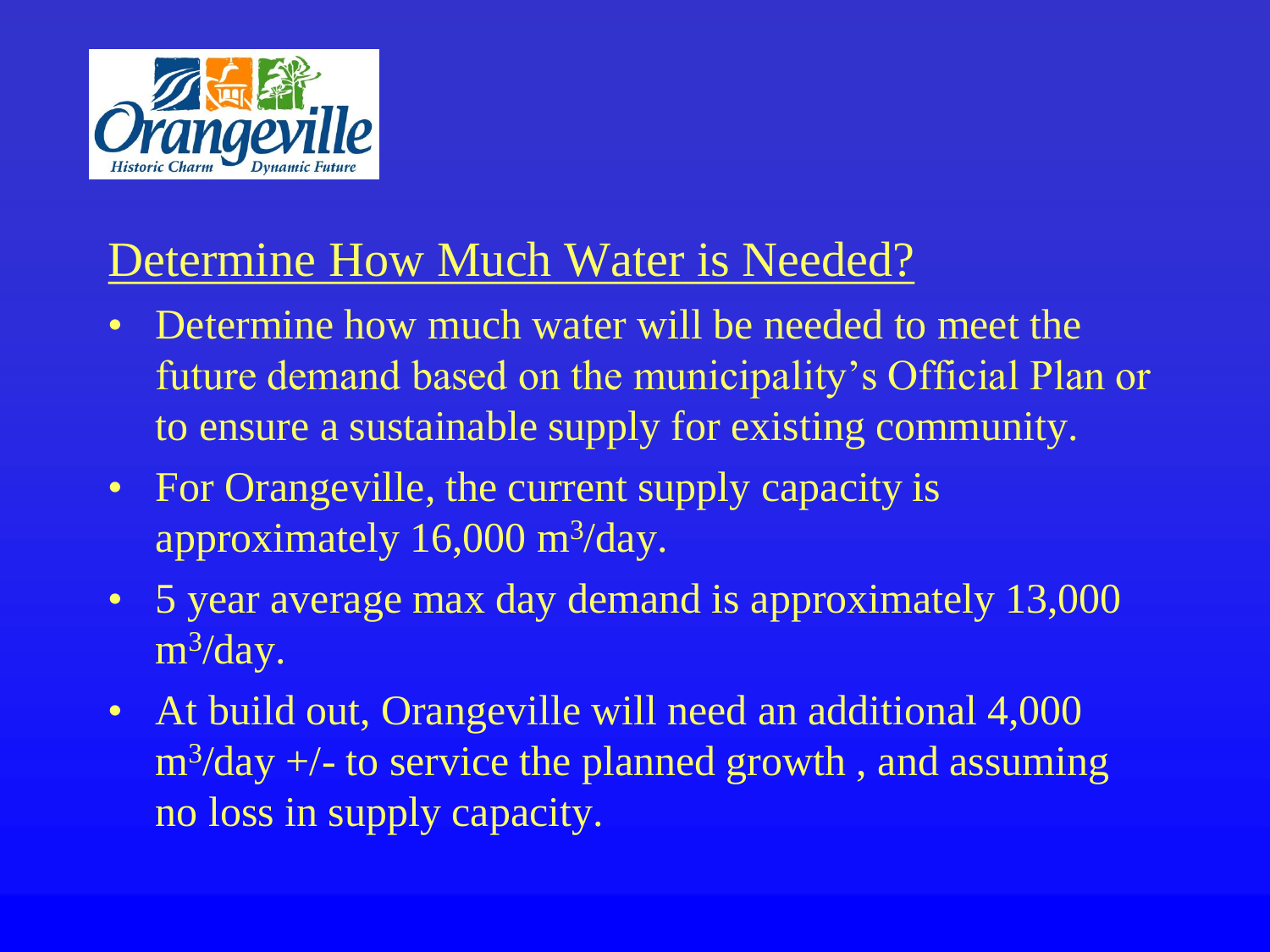## Determine How Much Water is Needed?

- Determine how much water will be needed to meet the future demand based on the municipality's Official Plan or to ensure a sustainable supply for existing community.
- For Orangeville, the current supply capacity is approximately 16,000 $m^3$/day.
- 5 year average max day demand is approximately 13,000 $m^3$/day.
- At build out, Orangeville will need an additional 4,000 $m^3$/day +/- to service the planned growth , and assuming no loss in supply capacity.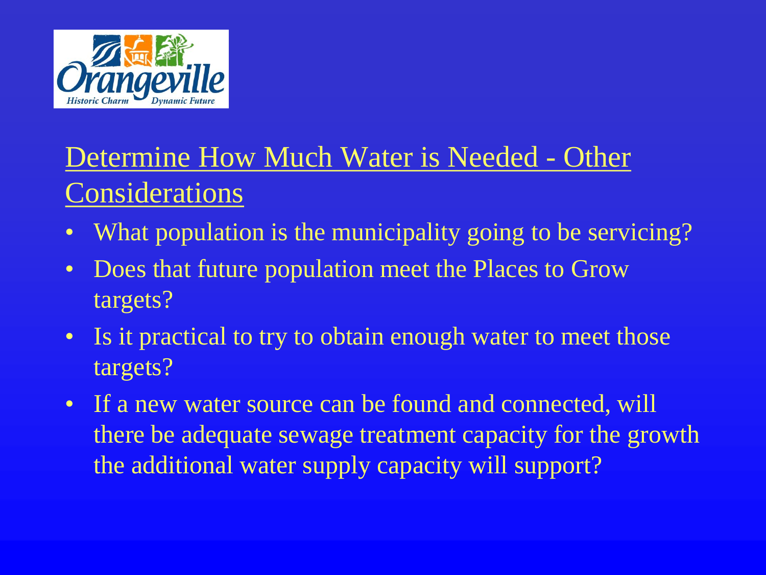## Determine How Much Water is Needed - Other Considerations

- What population is the municipality going to be servicing?
- Does that future population meet the Places to Grow targets?
- Is it practical to try to obtain enough water to meet those targets?
- If a new water source can be found and connected, will there be adequate sewage treatment capacity for the growth the additional water supply capacity will support?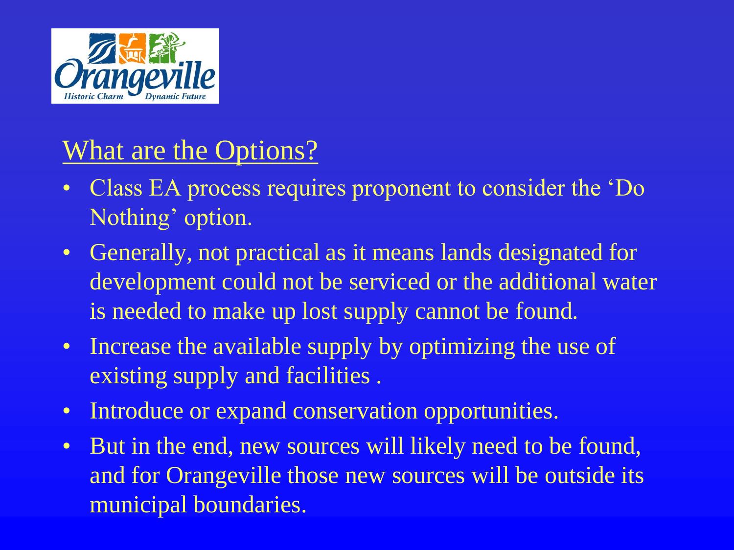## What are the Options?

- Class EA process requires proponent to consider the 'Do Nothing' option.
- Generally, not practical as it means lands designated for development could not be serviced or the additional water is needed to make up lost supply cannot be found.
- Increase the available supply by optimizing the use of existing supply and facilities .
- Introduce or expand conservation opportunities.
- But in the end, new sources will likely need to be found, and for Orangeville those new sources will be outside its municipal boundaries.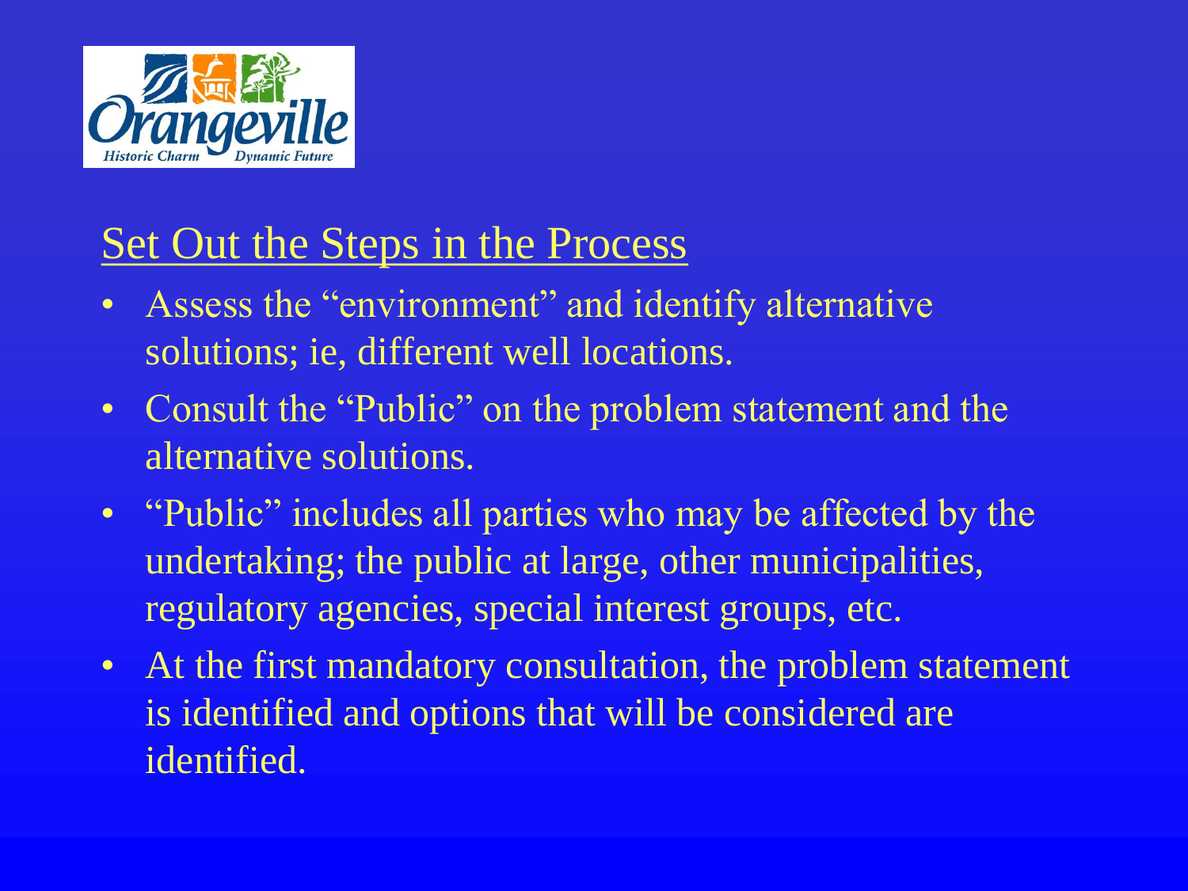## Set Out the Steps in the Process

- Assess the "environment" and identify alternative solutions; ie, different well locations.
- Consult the "Public" on the problem statement and the alternative solutions.
- "Public" includes all parties who may be affected by the undertaking; the public at large, other municipalities, regulatory agencies, special interest groups, etc.
- At the first mandatory consultation, the problem statement is identified and options that will be considered are identified.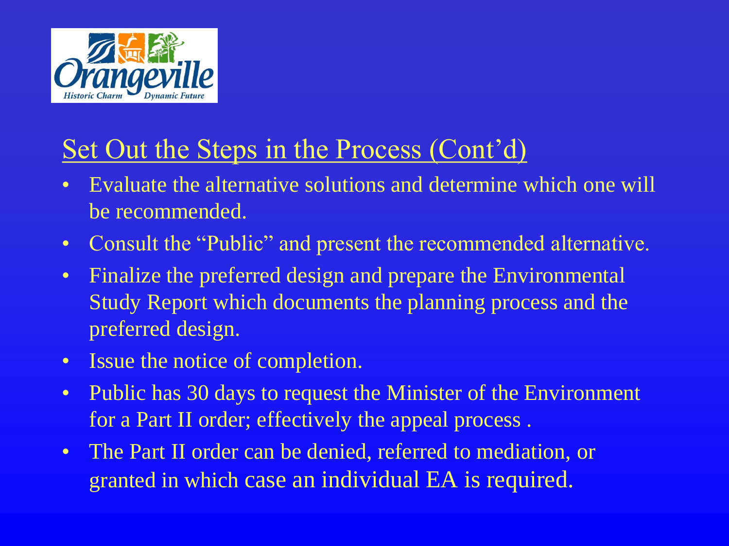## Set Out the Steps in the Process (Cont'd)

- Evaluate the alternative solutions and determine which one will be recommended.
- Consult the "Public" and present the recommended alternative.
- Finalize the preferred design and prepare the Environmental Study Report which documents the planning process and the preferred design.
- Issue the notice of completion.
- Public has 30 days to request the Minister of the Environment for a Part II order; effectively the appeal process .
- The Part II order can be denied, referred to mediation, or granted in which case an individual EA is required.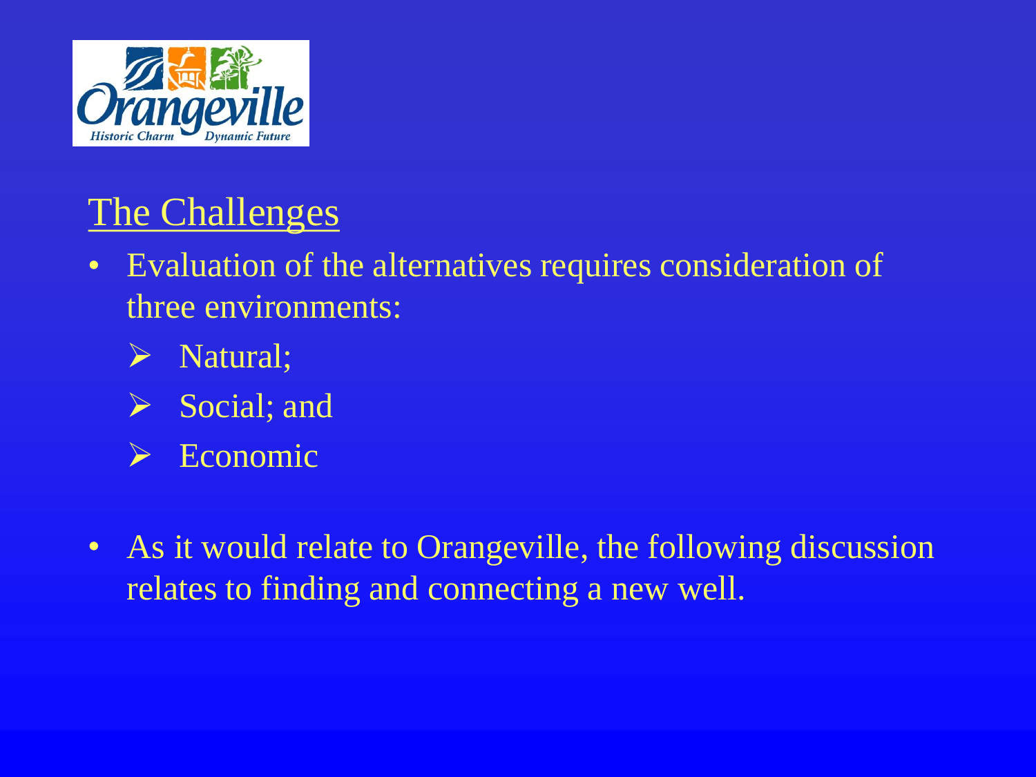## The Challenges

- Evaluation of the alternatives requires consideration of three environments:
  - Natural;
  - Social; and
  - Economic

- As it would relate to Orangeville, the following discussion relates to finding and connecting a new well.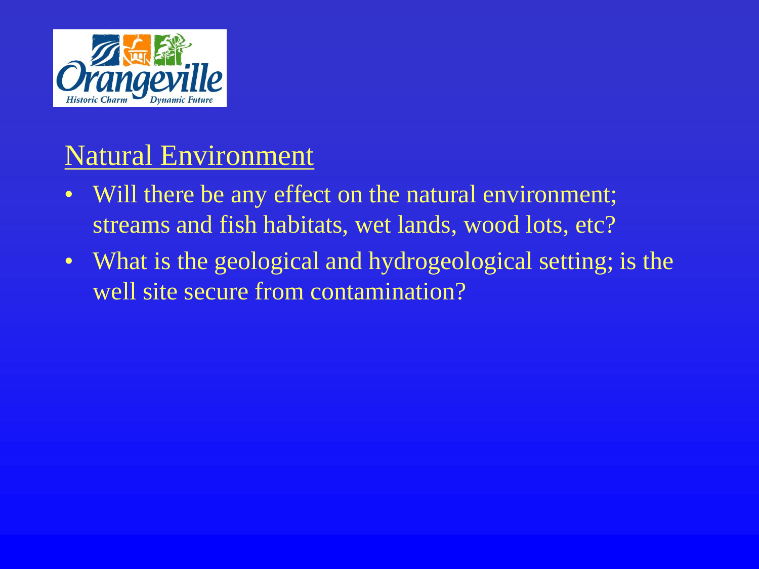## Natural Environment

- Will there be any effect on the natural environment; streams and fish habitats, wet lands, wood lots, etc?
- What is the geological and hydrogeological setting; is the well site secure from contamination?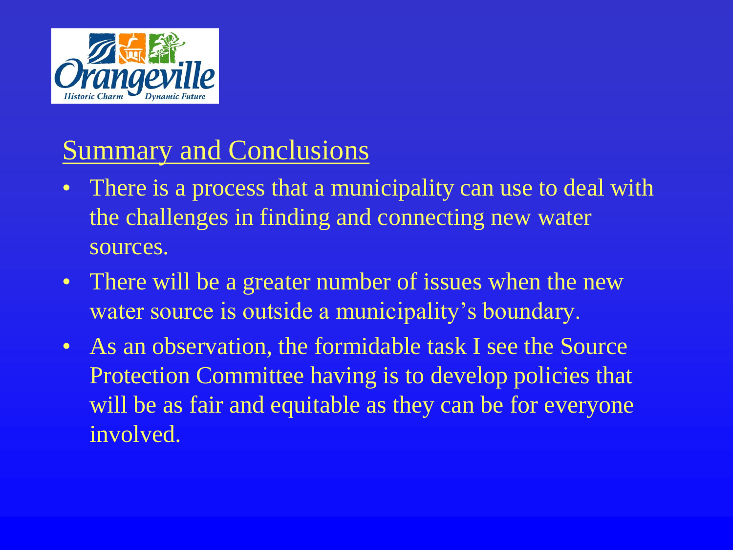Orangeville
Historic Charm Dynamic Future

## Summary and Conclusions

- There is a process that a municipality can use to deal with the challenges in finding and connecting new water sources.
- There will be a greater number of issues when the new water source is outside a municipality's boundary.
- As an observation, the formidable task I see the Source Protection Committee having is to develop policies that will be as fair and equitable as they can be for everyone involved.